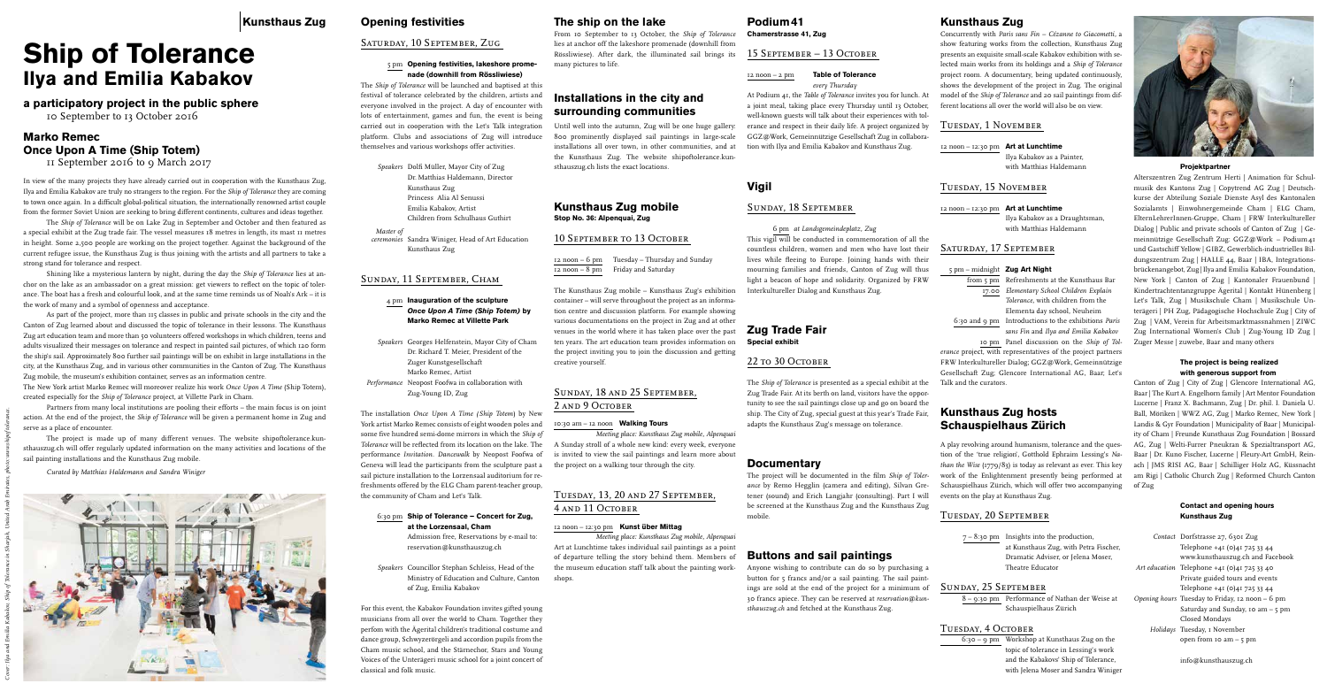# Kunsthaus Zug

# Ship of Tolerance
## Ilya and Emilia Kabakov

### a participatory project in the public sphere

10 September to 13 October 2016

### Marko Remec
### Once Upon A Time (Ship Totem)

11 September 2016 to 9 March 2017

In view of the many projects they have already carried out in cooperation with the Kunsthaus Zug, Ilya and Emilia Kabakov are truly no strangers to the region. For the *Ship of Tolerance* they are coming to town once again. In a difficult global-political situation, the internationally renowned artist couple from the former Soviet Union are seeking to bring different continents, cultures and ideas together.

The *Ship of Tolerance* will be on Lake Zug in September and October and then featured as a special exhibit at the Zug trade fair. The vessel measures 18 metres in length, its mast 11 metres in height. Some 2,500 people are working on the project together. Against the background of the current refugee issue, the Kunsthaus Zug is thus joining with the artists and all partners to take a strong stand for tolerance and respect.

Shining like a mysterious lantern by night, during the day the *Ship of Tolerance* lies at anchor on the lake as an ambassador on a great mission: get viewers to reflect on the topic of tolerance. The boat has a fresh and colourful look, and at the same time reminds us of Noah's Ark – it is the work of many and a symbol of openness and acceptance.

As part of the project, more than 115 classes in public and private schools in the city and the Canton of Zug learned about and discussed the topic of tolerance in their lessons. The Kunsthaus Zug art education team and more than 50 volunteers offered workshops in which children, teens and adults visualized their messages on tolerance and respect in painted sail pictures, of which 120 form the ship's sail. Approximately 800 further sail paintings will be on exhibit in large installations in the city, at the Kunsthaus Zug, and in various other communities in the Canton of Zug. The Kunsthaus Zug mobile, the museum's exhibition container, serves as an information centre.

The New York artist Marko Remec will moreover realize his work *Once Upon A Time* (Ship Totem), created especially for the *Ship of Tolerance* project, at Villette Park in Cham.

Partners from many local institutions are pooling their efforts – the main focus is on joint action. At the end of the project, the *Ship of Tolerance* will be given a permanent home in Zug and serve as a place of encounter.

The project is made up of many different venues. The website shipoftolerance.kunsthauszug.ch will offer regularly updated information on the many activities and locations of the sail painting installations and the Kunsthaus Zug mobile.

*Curated by Matthias Haldemann and Sandra Winiger*

*Cover: Ilya and Emilia Kabakov, Ship of Tolerance in Sharjah, United Arab Emirates, photo: www.shipoftolerance.*

## Opening festivities

### Saturday, 10 September, Zug

**5 pm Opening festivities, lakeshore promenade (downhill from Rössliwiese)**

The *Ship of Tolerance* will be launched and baptised at this festival of tolerance celebrated by the children, artists and everyone involved in the project. A day of encounter with lots of entertainment, games and fun, the event is being carried out in cooperation with the Let's Talk integration platform. Clubs and associations of Zug will introduce themselves and various workshops offer activities.

*Speakers* Dolfi Müller, Mayor City of Zug
Dr. Matthias Haldemann, Director Kunsthaus Zug
Princess Alia Al Senussi
Emilia Kabakov, Artist
Children from Schulhaus Guthirt

*Master of ceremonies* Sandra Winiger, Head of Art Education Kunsthaus Zug

### Sunday, 11 September, Cham

**4 pm Inauguration of the sculpture *Once Upon A Time (Ship Totem)* by Marko Remec at Villette Park**

*Speakers* Georges Helfenstein, Mayor City of Cham
Dr. Richard T. Meier, President of the Zuger Kunstgesellschaft
Marko Remec, Artist

*Performance* Neopost Foofwa in collaboration with Zug-Young ID, Zug

The installation *Once Upon A Time (Ship Totem)* by New York artist Marko Remec consists of eight wooden poles and some five hundred semi-dome mirrors in which the *Ship of Tolerance* will be reflected from its location on the lake. The performance *Invitation. Dancewalk* by Neopost Foofwa of Geneva will lead the participants from the sculpture past a sail picture installation to the Lorzensaal auditorium for refreshments offered by the ELG Cham parent-teacher group, the community of Cham and Let's Talk.

**6:30 pm Ship of Tolerance – Concert for Zug, at the Lorzensaal, Cham**
Admission free, Reservations by e-mail to: reservation@kunsthauszug.ch

*Speakers* Councillor Stephan Schleiss, Head of the Ministry of Education and Culture, Canton of Zug, Emilia Kabakov

For this event, the Kabakov Foundation invites gifted young musicians from all over the world to Cham. Together they perform with the Ägerital children's traditional costume and dance group, Schwyzerörgeli and accordion pupils from the Cham music school, and the Stärnechor, Stars and Young Voices of the Unterägeri music school for a joint concert of classical and folk music.

## The ship on the lake

From 10 September to 13 October, the *Ship of Tolerance* lies at anchor off the lakeshore promenade (downhill from Rössliwiese). After dark, the illuminated sail brings its many pictures to life.

## Installations in the city and surrounding communities

Until well into the autumn, Zug will be one huge gallery: 800 prominently displayed sail paintings in large-scale installations all over town, in other communities, and at the Kunsthaus Zug. The website shipoftolerance.kunsthauszug.ch lists the exact locations.

## Kunsthaus Zug mobile
**Stop No. 36: Alpenquai, Zug**

### 10 September to 13 October

12 noon – 6 pm Tuesday – Thursday and Sunday
12 noon – 8 pm Friday and Saturday

The Kunsthaus Zug mobile – Kunsthaus Zug's exhibition container – will serve throughout the project as an information centre and discussion platform. For example showing various documentations on the project in Zug and at other venues in the world where it has taken place over the past ten years. The art education team provides information on the project inviting you to join the discussion and getting creative yourself.

### Sunday, 18 and 25 September, 2 and 9 October

**10:30 am – 12 noon Walking Tours**
*Meeting place: Kunsthaus Zug mobile, Alpenquai*
A Sunday stroll of a whole new kind: every week, everyone is invited to view the sail paintings and learn more about the project on a walking tour through the city.

### Tuesday, 13, 20 and 27 September, 4 and 11 October

**12 noon – 12:30 pm Kunst über Mittag**
*Meeting place: Kunsthaus Zug mobile, Alpenquai*
Art at Lunchtime takes individual sail paintings as a point of departure telling the story behind them. Members of the museum education staff talk about the painting workshops.

## Podium 41
**Chamerstrasse 41, Zug**

### 15 September – 13 October

**12 noon – 2 pm Table of Tolerance**
*every Thursday*
At Podium 41, the *Table of Tolerance* invites you for lunch. At a joint meal, taking place every Thursday until 13 October, well-known guests will talk about their experiences with tolerance and respect in their daily life. A project organized by GGZ@Work, Gemeinnützige Gesellschaft Zug in collaboration with Ilya and Emilia Kabakov and Kunsthaus Zug.

## Vigil

### Sunday, 18 September

6 pm *at Landsgemeindeplatz, Zug*
This vigil will be conducted in commemoration of all the countless children, women and men who have lost their lives while fleeing to Europe. Joining hands with their mourning families and friends, Canton of Zug will thus light a beacon of hope and solidarity. Organized by FRW Interkultureller Dialog and Kunsthaus Zug.

## Zug Trade Fair
**Special exhibit**

### 22 to 30 October

The *Ship of Tolerance* is presented as a special exhibit at the Zug Trade Fair. At its berth on land, visitors have the opportunity to see the sail paintings close up and go on board the ship. The City of Zug, special guest at this year's Trade Fair, adapts the Kunsthaus Zug's message on tolerance.

## Documentary

The project will be documented in the film *Ship of Tolerance* by Remo Hegglin (camera and editing), Silvan Gretener (sound) and Erich Langjahr (consulting). Part I will be screened at the Kunsthaus Zug and the Kunsthaus Zug mobile.

## Buttons and sail paintings

Anyone wishing to contribute can do so by purchasing a button for 5 francs and/or a sail painting. The sail paintings are sold at the end of the project for a minimum of 30 francs apiece. They can be reserved at *reservation@kunsthauszug.ch* and fetched at the Kunsthaus Zug.

## Kunsthaus Zug

Concurrently with *Paris sans Fin – Cézanne to Giacometti*, a show featuring works from the collection, Kunsthaus Zug presents an exquisite small-scale Kabakov exhibition with selected main works from its holdings and a *Ship of Tolerance* project room. A documentary, being updated continuously, shows the development of the project in Zug. The original model of the *Ship of Tolerance* and 20 sail paintings from different locations all over the world will also be on view.

### Tuesday, 1 November

**12 noon – 12:30 pm Art at Lunchtime**
Ilya Kabakov as a Painter, with Matthias Haldemann

### Tuesday, 15 November

**12 noon – 12:30 pm Art at Lunchtime**
Ilya Kabakov as Draughtsman, with Matthias Haldemann

### Saturday, 17 September

**5 pm – midnight Zug Art Night**
from 5 pm Refreshments at the Kunsthaus Bar
17.00 *Elementary School Children Explain Tolerance*, with children from the Elementa day school, Neuheim
6:30 and 9 pm Introductions to the exhibitions *Paris sans Fin* and *Ilya and Emilia Kabakov*
10 pm Panel discussion on the *Ship of Tolerance* project, with representatives of the project partners FRW Interkultureller Dialog; GGZ@Work, Gemeinnützige Gesellschaft Zug; Glencore International AG, Baar; Let's Talk and the curators.

## Kunsthaus Zug hosts Schauspielhaus Zürich

A play revolving around humanism, tolerance and the question of the 'true religion', Gotthold Ephraim Lessing's *Nathan the Wise* (1779/83) is today as relevant as ever. This key work of the Enlightenment presently being performed at Schauspielhaus Zürich, which will offer two accompanying events on the play at Kunsthaus Zug.

### Tuesday, 20 September

7 – 8:30 pm Insights into the production, at Kunsthaus Zug, with Petra Fischer, Dramatic Adviser, or Jelena Moser, Theatre Educator

### Sunday, 25 September

8 – 9:30 pm Performance of Nathan der Weise at Schauspielhaus Zürich

### Tuesday, 4 October

6:30 – 9 pm Workshop at Kunsthaus Zug on the topic of tolerance in Lessing's work and the Kabakovs' Ship of Tolerance, with Jelena Moser and Sandra Winiger

**Projektpartner**

Alterszentren Zug Zentrum Herti | Animation für Schulmusik des Kantons Zug | Copytrend AG Zug | Deutschkurse der Abteilung Soziale Dienste Asyl des Kantonalen Sozialamts | Einwohnergemeinde Cham | ELG Cham, ElternLehrerInnen-Gruppe, Cham | FRW Interkultureller Dialog | Public and private schools of Canton of Zug | Gemeinnützige Gesellschaft Zug: GGZ@Work – Podium 41 und Gastschiff Yellow | GIBZ, Gewerblich-industrielles Bildungszentrum Zug | HALLE 44, Baar | IBA, Integrationsbrückenangebot, Zug | Ilya and Emilia Kabakov Foundation, New York | Canton of Zug | Kantonaler Frauenbund | Kindertrachtentanzgruppe Ägerital | Kontakt Hünenberg | Let's Talk, Zug | Musikschule Cham | Musikschule Unterägeri | PH Zug, Pädagogische Hochschule Zug | City of Zug | VAM, Verein für Arbeitsmarktmassnahmen | ZIWC Zug International Women's Club | Zug-Young ID Zug | Zuger Messe | zuwebe, Baar and many others

**The project is being realized with generous support from**

Canton of Zug | City of Zug | Glencore International AG, Baar | The Kurt A. Engelhorn family | Art Mentor Foundation Lucerne | Franz X. Bachmann, Zug | Dr. phil. I. Daniela U. Ball, Möriken | WWZ AG, Zug | Marko Remec, New York | Landis & Gyr Foundation | Municipality of Baar | Municipality of Cham | Freunde Kunsthaus Zug Foundation | Bossard AG, Zug | Welti-Furrer Pneukran & Spezialtransport AG, Baar | Dr. Kuno Fischer, Lucerne | Fleury-Art GmbH, Reinach | JMS RISI AG, Baar | Schilliger Holz AG, Küssnacht am Rigi | Catholic Church Zug | Reformed Church Canton of Zug

**Contact and opening hours Kunsthaus Zug**

*Contact* Dorfstrasse 27, 6301 Zug
Telephone +41 (0)41 725 33 44
www.kunsthauszug.ch and Facebook

*Art education* Telephone +41 (0)41 725 33 40
Private guided tours and events
Telephone +41 (0)41 725 33 44

*Opening hours* Tuesday to Friday, 12 noon – 6 pm
Saturday and Sunday, 10 am – 5 pm
Closed Mondays

*Holidays* Tuesday, 1 November
open from 10 am – 5 pm

info@kunsthauszug.ch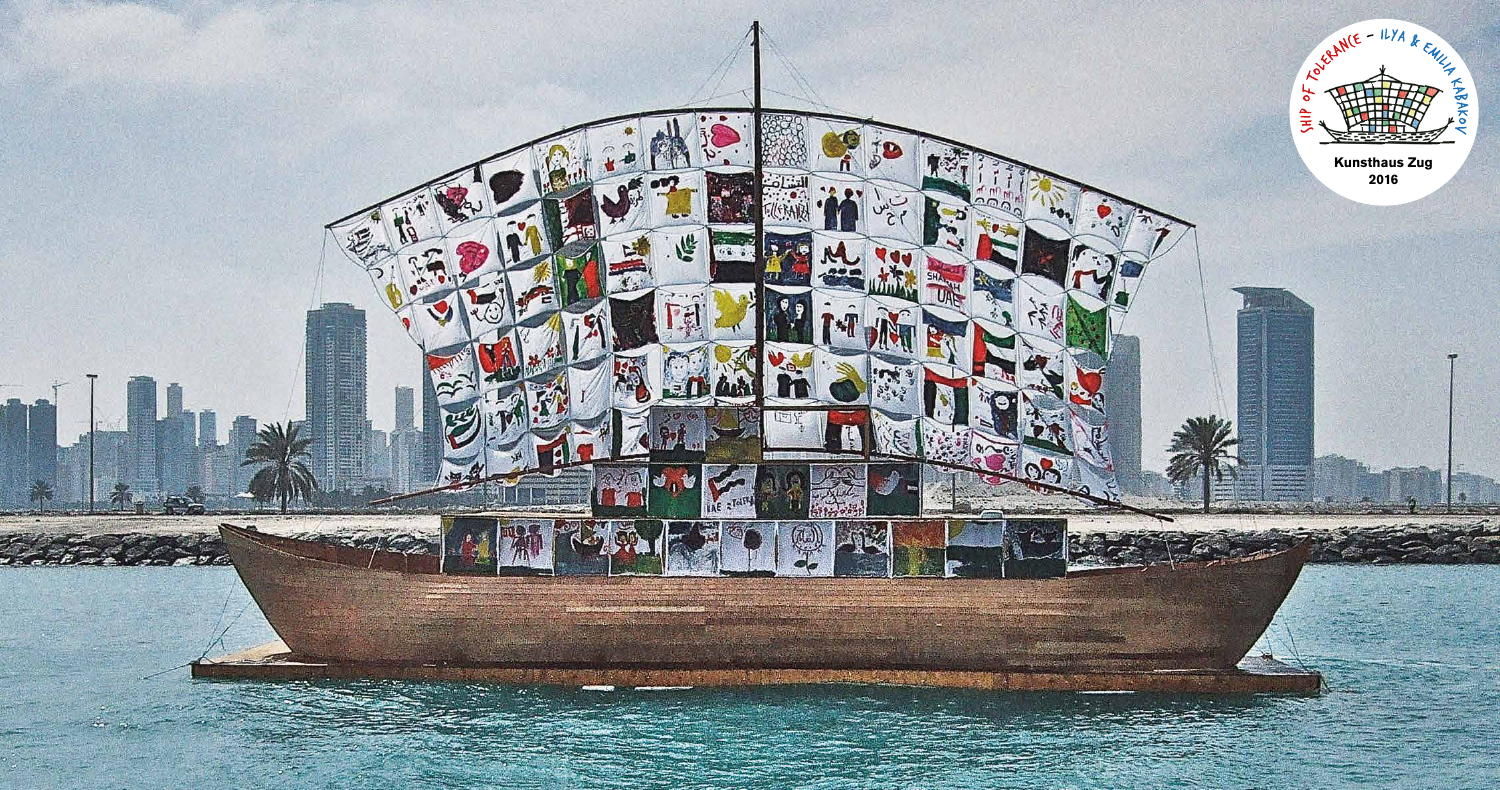SHIP OF TOLERANCE - ILYA & EMILIA KABAKOV

Kunsthaus Zug
2016